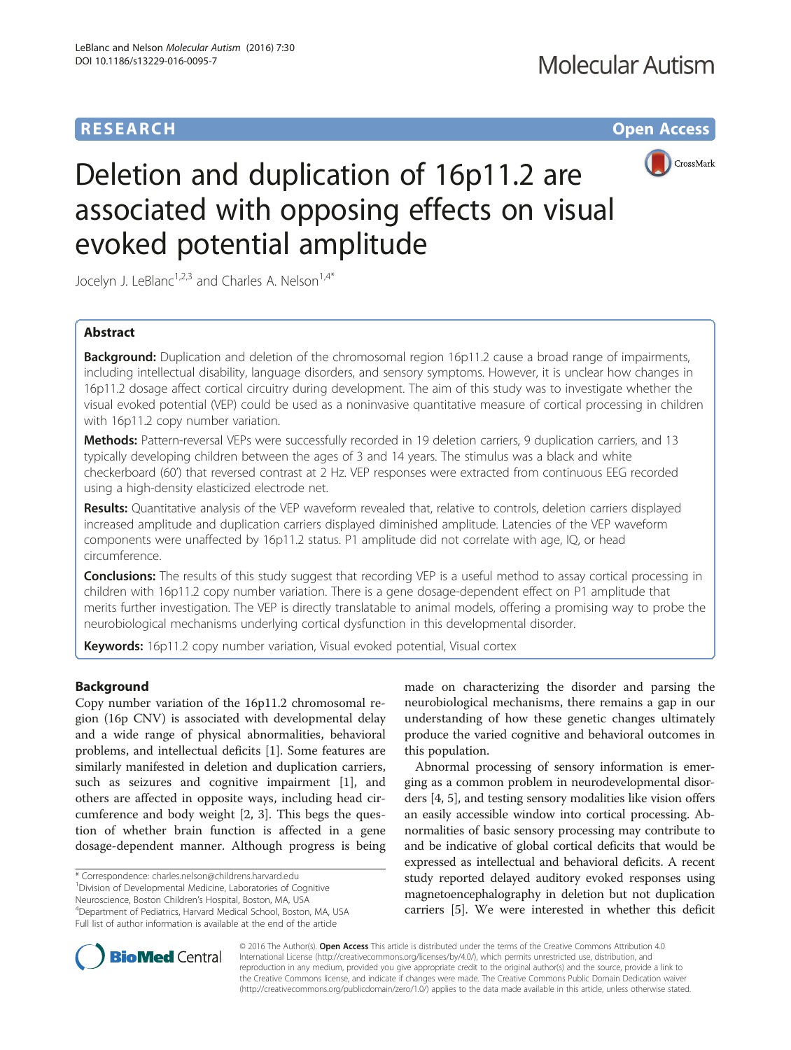RESEARCH Open Access

# Deletion and duplication of 16p11.2 are associated with opposing effects on visual evoked potential amplitude

Jocelyn J. LeBlanc[1,2,3] and Charles A. Nelson[1,4*]

## Abstract

**Background:** Duplication and deletion of the chromosomal region 16p11.2 cause a broad range of impairments, including intellectual disability, language disorders, and sensory symptoms. However, it is unclear how changes in 16p11.2 dosage affect cortical circuitry during development. The aim of this study was to investigate whether the visual evoked potential (VEP) could be used as a noninvasive quantitative measure of cortical processing in children with 16p11.2 copy number variation.

**Methods:** Pattern-reversal VEPs were successfully recorded in 19 deletion carriers, 9 duplication carriers, and 13 typically developing children between the ages of 3 and 14 years. The stimulus was a black and white checkerboard (60′) that reversed contrast at 2 Hz. VEP responses were extracted from continuous EEG recorded using a high-density elasticized electrode net.

**Results:** Quantitative analysis of the VEP waveform revealed that, relative to controls, deletion carriers displayed increased amplitude and duplication carriers displayed diminished amplitude. Latencies of the VEP waveform components were unaffected by 16p11.2 status. P1 amplitude did not correlate with age, IQ, or head circumference.

**Conclusions:** The results of this study suggest that recording VEP is a useful method to assay cortical processing in children with 16p11.2 copy number variation. There is a gene dosage-dependent effect on P1 amplitude that merits further investigation. The VEP is directly translatable to animal models, offering a promising way to probe the neurobiological mechanisms underlying cortical dysfunction in this developmental disorder.

**Keywords:** 16p11.2 copy number variation, Visual evoked potential, Visual cortex

## Background

Copy number variation of the 16p11.2 chromosomal region (16p CNV) is associated with developmental delay and a wide range of physical abnormalities, behavioral problems, and intellectual deficits [1]. Some features are similarly manifested in deletion and duplication carriers, such as seizures and cognitive impairment [1], and others are affected in opposite ways, including head circumference and body weight [2, 3]. This begs the question of whether brain function is affected in a gene dosage-dependent manner. Although progress is being made on characterizing the disorder and parsing the neurobiological mechanisms, there remains a gap in our understanding of how these genetic changes ultimately produce the varied cognitive and behavioral outcomes in this population.

Abnormal processing of sensory information is emerging as a common problem in neurodevelopmental disorders [4, 5], and testing sensory modalities like vision offers an easily accessible window into cortical processing. Abnormalities of basic sensory processing may contribute to and be indicative of global cortical deficits that would be expressed as intellectual and behavioral deficits. A recent study reported delayed auditory evoked responses using magnetoencephalography in deletion but not duplication carriers [5]. We were interested in whether this deficit

\* Correspondence: charles.nelson@childrens.harvard.edu
[1] Division of Developmental Medicine, Laboratories of Cognitive Neuroscience, Boston Children's Hospital, Boston, MA, USA
[4] Department of Pediatrics, Harvard Medical School, Boston, MA, USA
Full list of author information is available at the end of the article

© 2016 The Author(s). **Open Access** This article is distributed under the terms of the Creative Commons Attribution 4.0 International License (http://creativecommons.org/licenses/by/4.0/), which permits unrestricted use, distribution, and reproduction in any medium, provided you give appropriate credit to the original author(s) and the source, provide a link to the Creative Commons license, and indicate if changes were made. The Creative Commons Public Domain Dedication waiver (http://creativecommons.org/publicdomain/zero/1.0/) applies to the data made available in this article, unless otherwise stated.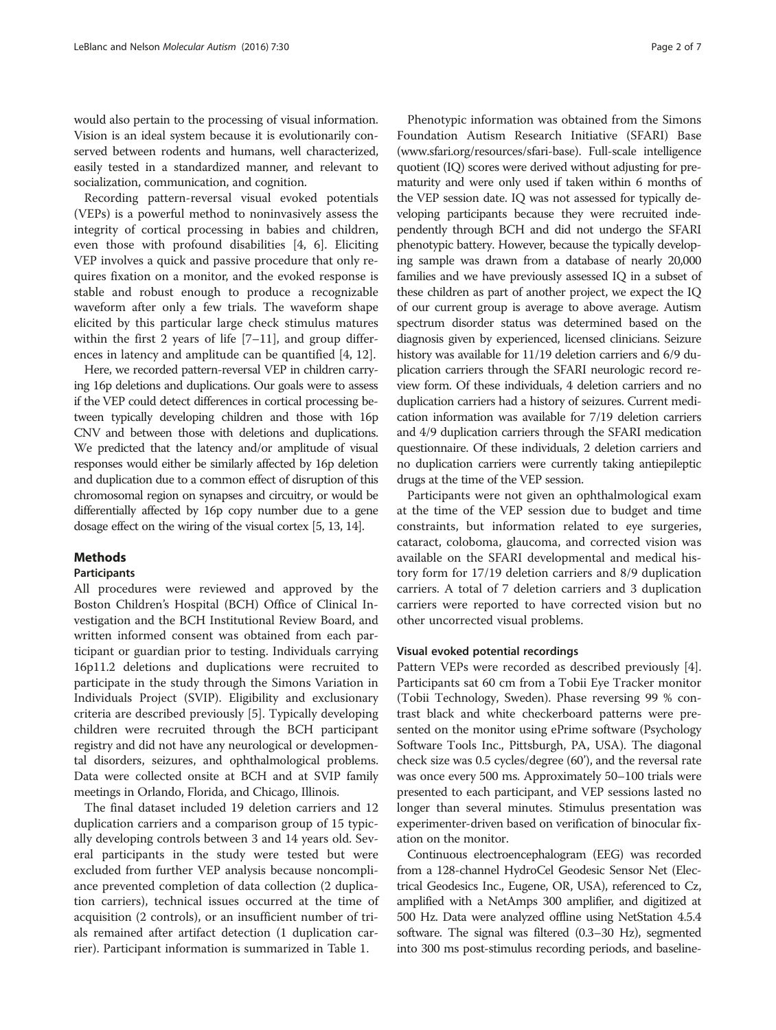would also pertain to the processing of visual information. Vision is an ideal system because it is evolutionarily conserved between rodents and humans, well characterized, easily tested in a standardized manner, and relevant to socialization, communication, and cognition.

Recording pattern-reversal visual evoked potentials (VEPs) is a powerful method to noninvasively assess the integrity of cortical processing in babies and children, even those with profound disabilities [4, 6]. Eliciting VEP involves a quick and passive procedure that only requires fixation on a monitor, and the evoked response is stable and robust enough to produce a recognizable waveform after only a few trials. The waveform shape elicited by this particular large check stimulus matures within the first 2 years of life [7–11], and group differences in latency and amplitude can be quantified [4, 12].

Here, we recorded pattern-reversal VEP in children carrying 16p deletions and duplications. Our goals were to assess if the VEP could detect differences in cortical processing between typically developing children and those with 16p CNV and between those with deletions and duplications. We predicted that the latency and/or amplitude of visual responses would either be similarly affected by 16p deletion and duplication due to a common effect of disruption of this chromosomal region on synapses and circuitry, or would be differentially affected by 16p copy number due to a gene dosage effect on the wiring of the visual cortex [5, 13, 14].

## Methods

### Participants

All procedures were reviewed and approved by the Boston Children's Hospital (BCH) Office of Clinical Investigation and the BCH Institutional Review Board, and written informed consent was obtained from each participant or guardian prior to testing. Individuals carrying 16p11.2 deletions and duplications were recruited to participate in the study through the Simons Variation in Individuals Project (SVIP). Eligibility and exclusionary criteria are described previously [5]. Typically developing children were recruited through the BCH participant registry and did not have any neurological or developmental disorders, seizures, and ophthalmological problems. Data were collected onsite at BCH and at SVIP family meetings in Orlando, Florida, and Chicago, Illinois.

The final dataset included 19 deletion carriers and 12 duplication carriers and a comparison group of 15 typically developing controls between 3 and 14 years old. Several participants in the study were tested but were excluded from further VEP analysis because noncompliance prevented completion of data collection (2 duplication carriers), technical issues occurred at the time of acquisition (2 controls), or an insufficient number of trials remained after artifact detection (1 duplication carrier). Participant information is summarized in Table 1.

Phenotypic information was obtained from the Simons Foundation Autism Research Initiative (SFARI) Base (www.sfari.org/resources/sfari-base). Full-scale intelligence quotient (IQ) scores were derived without adjusting for prematurity and were only used if taken within 6 months of the VEP session date. IQ was not assessed for typically developing participants because they were recruited independently through BCH and did not undergo the SFARI phenotypic battery. However, because the typically developing sample was drawn from a database of nearly 20,000 families and we have previously assessed IQ in a subset of these children as part of another project, we expect the IQ of our current group is average to above average. Autism spectrum disorder status was determined based on the diagnosis given by experienced, licensed clinicians. Seizure history was available for 11/19 deletion carriers and 6/9 duplication carriers through the SFARI neurologic record review form. Of these individuals, 4 deletion carriers and no duplication carriers had a history of seizures. Current medication information was available for 7/19 deletion carriers and 4/9 duplication carriers through the SFARI medication questionnaire. Of these individuals, 2 deletion carriers and no duplication carriers were currently taking antiepileptic drugs at the time of the VEP session.

Participants were not given an ophthalmological exam at the time of the VEP session due to budget and time constraints, but information related to eye surgeries, cataract, coloboma, glaucoma, and corrected vision was available on the SFARI developmental and medical history form for 17/19 deletion carriers and 8/9 duplication carriers. A total of 7 deletion carriers and 3 duplication carriers were reported to have corrected vision but no other uncorrected visual problems.

### Visual evoked potential recordings

Pattern VEPs were recorded as described previously [4]. Participants sat 60 cm from a Tobii Eye Tracker monitor (Tobii Technology, Sweden). Phase reversing 99 % contrast black and white checkerboard patterns were presented on the monitor using ePrime software (Psychology Software Tools Inc., Pittsburgh, PA, USA). The diagonal check size was 0.5 cycles/degree (60'), and the reversal rate was once every 500 ms. Approximately 50–100 trials were presented to each participant, and VEP sessions lasted no longer than several minutes. Stimulus presentation was experimenter-driven based on verification of binocular fixation on the monitor.

Continuous electroencephalogram (EEG) was recorded from a 128-channel HydroCel Geodesic Sensor Net (Electrical Geodesics Inc., Eugene, OR, USA), referenced to Cz, amplified with a NetAmps 300 amplifier, and digitized at 500 Hz. Data were analyzed offline using NetStation 4.5.4 software. The signal was filtered (0.3–30 Hz), segmented into 300 ms post-stimulus recording periods, and baseline-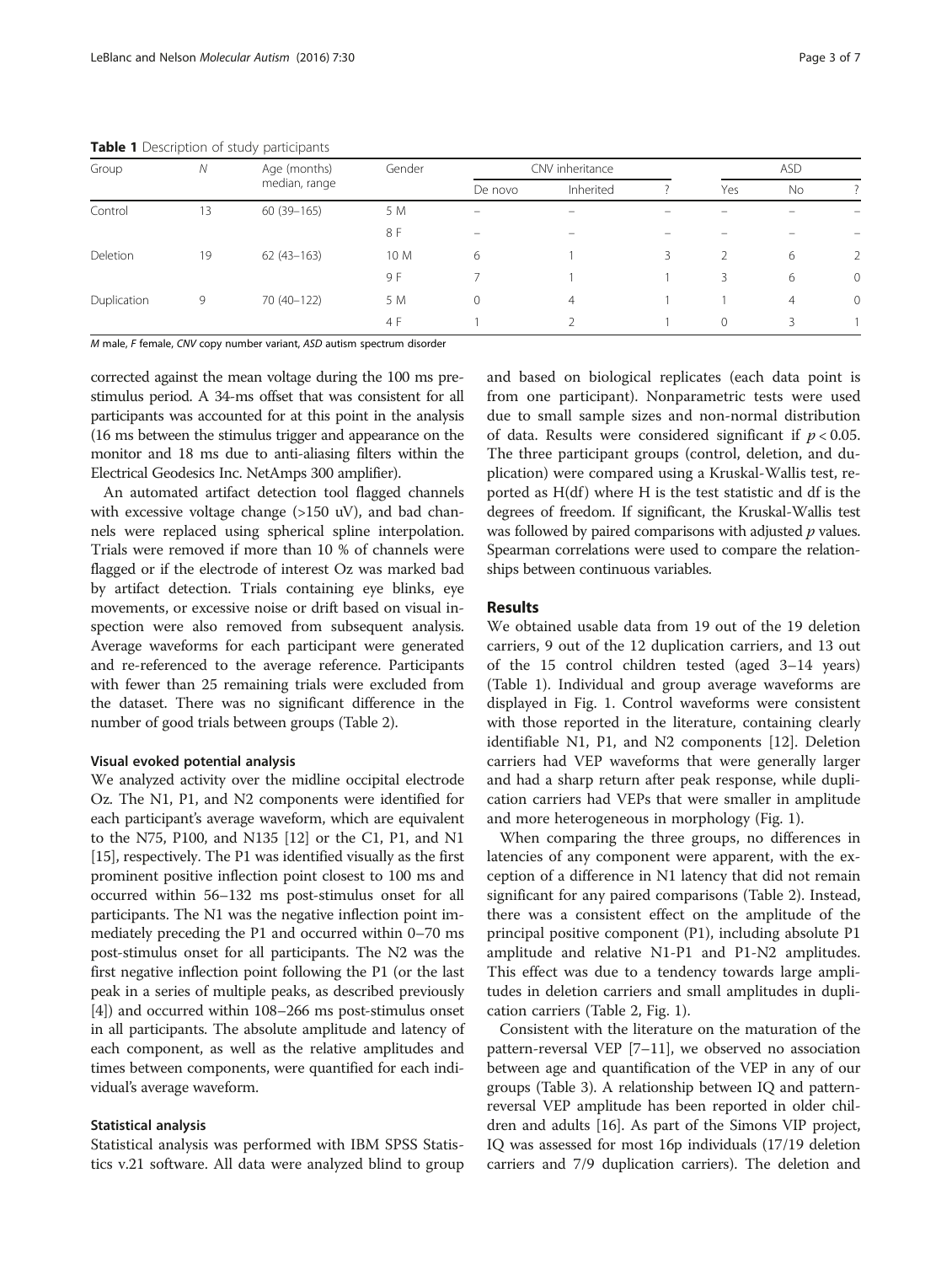**Table 1** Description of study participants

| Group | N | Age (months) median, range | Gender | CNV inheritance | | | ASD | | |
|---|---|---|---|---|---|---|---|---|---|
| | | | | De novo | Inherited | ? | Yes | No | ? |
| Control | 13 | 60 (39–165) | 5 M | – | – | – | – | – | – |
| | | | 8 F | – | – | – | – | – | – |
| Deletion | 19 | 62 (43–163) | 10 M | 6 | 1 | 3 | 2 | 6 | 2 |
| | | | 9 F | 7 | 1 | 1 | 3 | 6 | 0 |
| Duplication | 9 | 70 (40–122) | 5 M | 0 | 4 | 1 | 1 | 4 | 0 |
| | | | 4 F | 1 | 2 | 1 | 0 | 3 | 1 |

*M* male, *F* female, *CNV* copy number variant, *ASD* autism spectrum disorder

corrected against the mean voltage during the 100 ms prestimulus period. A 34-ms offset that was consistent for all participants was accounted for at this point in the analysis (16 ms between the stimulus trigger and appearance on the monitor and 18 ms due to anti-aliasing filters within the Electrical Geodesics Inc. NetAmps 300 amplifier).

An automated artifact detection tool flagged channels with excessive voltage change (>150 uV), and bad channels were replaced using spherical spline interpolation. Trials were removed if more than 10 % of channels were flagged or if the electrode of interest Oz was marked bad by artifact detection. Trials containing eye blinks, eye movements, or excessive noise or drift based on visual inspection were also removed from subsequent analysis. Average waveforms for each participant were generated and re-referenced to the average reference. Participants with fewer than 25 remaining trials were excluded from the dataset. There was no significant difference in the number of good trials between groups (Table 2).

### Visual evoked potential analysis

We analyzed activity over the midline occipital electrode Oz. The N1, P1, and N2 components were identified for each participant's average waveform, which are equivalent to the N75, P100, and N135 [12] or the C1, P1, and N1 [15], respectively. The P1 was identified visually as the first prominent positive inflection point closest to 100 ms and occurred within 56–132 ms post-stimulus onset for all participants. The N1 was the negative inflection point immediately preceding the P1 and occurred within 0–70 ms post-stimulus onset for all participants. The N2 was the first negative inflection point following the P1 (or the last peak in a series of multiple peaks, as described previously [4]) and occurred within 108–266 ms post-stimulus onset in all participants. The absolute amplitude and latency of each component, as well as the relative amplitudes and times between components, were quantified for each individual's average waveform.

### Statistical analysis

Statistical analysis was performed with IBM SPSS Statistics v.21 software. All data were analyzed blind to group and based on biological replicates (each data point is from one participant). Nonparametric tests were used due to small sample sizes and non-normal distribution of data. Results were considered significant if $p < 0.05$. The three participant groups (control, deletion, and duplication) were compared using a Kruskal-Wallis test, reported as H(df) where H is the test statistic and df is the degrees of freedom. If significant, the Kruskal-Wallis test was followed by paired comparisons with adjusted $p$ values. Spearman correlations were used to compare the relationships between continuous variables.

## Results

We obtained usable data from 19 out of the 19 deletion carriers, 9 out of the 12 duplication carriers, and 13 out of the 15 control children tested (aged 3–14 years) (Table 1). Individual and group average waveforms are displayed in Fig. 1. Control waveforms were consistent with those reported in the literature, containing clearly identifiable N1, P1, and N2 components [12]. Deletion carriers had VEP waveforms that were generally larger and had a sharp return after peak response, while duplication carriers had VEPs that were smaller in amplitude and more heterogeneous in morphology (Fig. 1).

When comparing the three groups, no differences in latencies of any component were apparent, with the exception of a difference in N1 latency that did not remain significant for any paired comparisons (Table 2). Instead, there was a consistent effect on the amplitude of the principal positive component (P1), including absolute P1 amplitude and relative N1-P1 and P1-N2 amplitudes. This effect was due to a tendency towards large amplitudes in deletion carriers and small amplitudes in duplication carriers (Table 2, Fig. 1).

Consistent with the literature on the maturation of the pattern-reversal VEP [7–11], we observed no association between age and quantification of the VEP in any of our groups (Table 3). A relationship between IQ and pattern-reversal VEP amplitude has been reported in older children and adults [16]. As part of the Simons VIP project, IQ was assessed for most 16p individuals (17/19 deletion carriers and 7/9 duplication carriers). The deletion and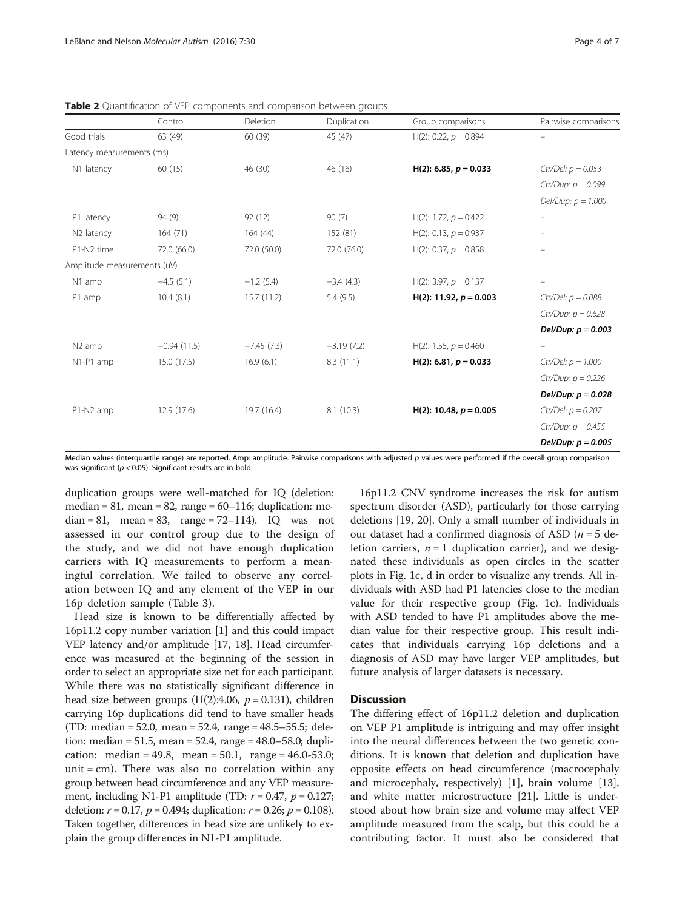**Table 2** Quantification of VEP components and comparison between groups

| | Control | Deletion | Duplication | Group comparisons | Pairwise comparisons |
|---|---|---|---|---|---|
| Good trials | 63 (49) | 60 (39) | 45 (47) | H(2): 0.22, $p = 0.894$ | – |
| Latency measurements (ms) | | | | | |
| N1 latency | 60 (15) | 46 (30) | 46 (16) | **H(2): 6.85, $p = 0.033$** | *Ctr/Del: $p = 0.053$* |
| | | | | | *Ctr/Dup: $p = 0.099$* |
| | | | | | *Del/Dup: $p = 1.000$* |
| P1 latency | 94 (9) | 92 (12) | 90 (7) | H(2): 1.72, $p = 0.422$ | – |
| N2 latency | 164 (71) | 164 (44) | 152 (81) | H(2): 0.13, $p = 0.937$ | – |
| P1-N2 time | 72.0 (66.0) | 72.0 (50.0) | 72.0 (76.0) | H(2): 0.37, $p = 0.858$ | – |
| Amplitude measurements (uV) | | | | | |
| N1 amp | −4.5 (5.1) | −1.2 (5.4) | −3.4 (4.3) | H(2): 3.97, $p = 0.137$ | – |
| P1 amp | 10.4 (8.1) | 15.7 (11.2) | 5.4 (9.5) | **H(2): 11.92, $p = 0.003$** | *Ctr/Del: $p = 0.088$* |
| | | | | | *Ctr/Dup: $p = 0.628$* |
| | | | | | ***Del/Dup: $p = 0.003$*** |
| N2 amp | −0.94 (11.5) | −7.45 (7.3) | −3.19 (7.2) | H(2): 1.55, $p = 0.460$ | – |
| N1-P1 amp | 15.0 (17.5) | 16.9 (6.1) | 8.3 (11.1) | **H(2): 6.81, $p = 0.033$** | *Ctr/Del: $p = 1.000$* |
| | | | | | *Ctr/Dup: $p = 0.226$* |
| | | | | | ***Del/Dup: $p = 0.028$*** |
| P1-N2 amp | 12.9 (17.6) | 19.7 (16.4) | 8.1 (10.3) | **H(2): 10.48, $p = 0.005$** | *Ctr/Del: $p = 0.207$* |
| | | | | | *Ctr/Dup: $p = 0.455$* |
| | | | | | ***Del/Dup: $p = 0.005$*** |

Median values (interquartile range) are reported. Amp: amplitude. Pairwise comparisons with adjusted *p* values were performed if the overall group comparison was significant ($p < 0.05$). Significant results are in bold

duplication groups were well-matched for IQ (deletion: median = 81, mean = 82, range = 60–116; duplication: median = 81, mean = 83, range = 72–114). IQ was not assessed in our control group due to the design of the study, and we did not have enough duplication carriers with IQ measurements to perform a meaningful correlation. We failed to observe any correlation between IQ and any element of the VEP in our 16p deletion sample (Table 3).

Head size is known to be differentially affected by 16p11.2 copy number variation [1] and this could impact VEP latency and/or amplitude [17, 18]. Head circumference was measured at the beginning of the session in order to select an appropriate size net for each participant. While there was no statistically significant difference in head size between groups (H(2):4.06, $p = 0.131$), children carrying 16p duplications did tend to have smaller heads (TD: median = 52.0, mean = 52.4, range = 48.5–55.5; deletion: median = 51.5, mean = 52.4, range = 48.0–58.0; duplication: median = 49.8, mean = 50.1, range = 46.0-53.0; unit = cm). There was also no correlation within any group between head circumference and any VEP measurement, including N1-P1 amplitude (TD: $r = 0.47$, $p = 0.127$; deletion: $r = 0.17$, $p = 0.494$; duplication: $r = 0.26$; $p = 0.108$). Taken together, differences in head size are unlikely to explain the group differences in N1-P1 amplitude.

16p11.2 CNV syndrome increases the risk for autism spectrum disorder (ASD), particularly for those carrying deletions [19, 20]. Only a small number of individuals in our dataset had a confirmed diagnosis of ASD ($n = 5$ deletion carriers, $n = 1$ duplication carrier), and we designated these individuals as open circles in the scatter plots in Fig. 1c, d in order to visualize any trends. All individuals with ASD had P1 latencies close to the median value for their respective group (Fig. 1c). Individuals with ASD tended to have P1 amplitudes above the median value for their respective group. This result indicates that individuals carrying 16p deletions and a diagnosis of ASD may have larger VEP amplitudes, but future analysis of larger datasets is necessary.

## Discussion

The differing effect of 16p11.2 deletion and duplication on VEP P1 amplitude is intriguing and may offer insight into the neural differences between the two genetic conditions. It is known that deletion and duplication have opposite effects on head circumference (macrocephaly and microcephaly, respectively) [1], brain volume [13], and white matter microstructure [21]. Little is understood about how brain size and volume may affect VEP amplitude measured from the scalp, but this could be a contributing factor. It must also be considered that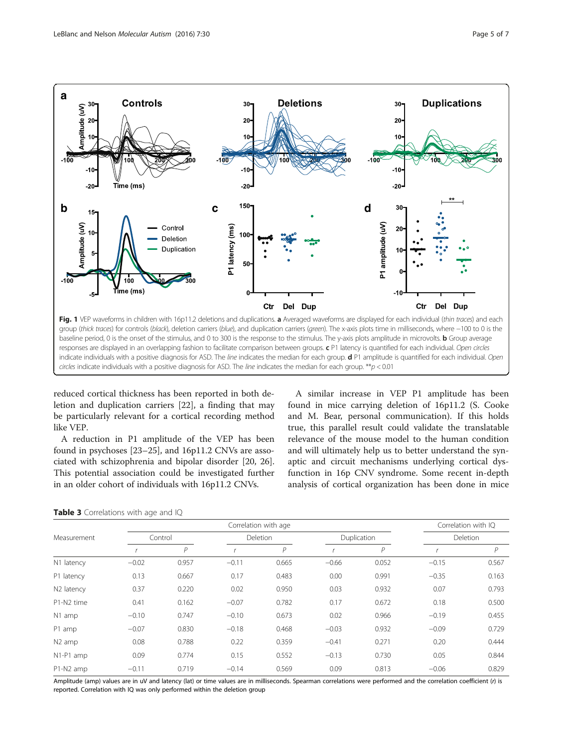**Fig. 1** VEP waveforms in children with 16p11.2 deletions and duplications. **a** Averaged waveforms are displayed for each individual (*thin traces*) and each group (*thick traces*) for controls (*black*), deletion carriers (*blue*), and duplication carriers (*green*). The x-axis plots time in milliseconds, where −100 to 0 is the baseline period, 0 is the onset of the stimulus, and 0 to 300 is the response to the stimulus. The y-axis plots amplitude in microvolts. **b** Group average responses are displayed in an overlapping fashion to facilitate comparison between groups. **c** P1 latency is quantified for each individual. *Open circles* indicate individuals with a positive diagnosis for ASD. The *line* indicates the median for each group. **d** P1 amplitude is quantified for each individual. *Open circles* indicate individuals with a positive diagnosis for ASD. The *line* indicates the median for each group. **$p < 0.01$

reduced cortical thickness has been reported in both deletion and duplication carriers [22], a finding that may be particularly relevant for a cortical recording method like VEP.

A reduction in P1 amplitude of the VEP has been found in psychoses [23–25], and 16p11.2 CNVs are associated with schizophrenia and bipolar disorder [20, 26]. This potential association could be investigated further in an older cohort of individuals with 16p11.2 CNVs.

A similar increase in VEP P1 amplitude has been found in mice carrying deletion of 16p11.2 (S. Cooke and M. Bear, personal communication). If this holds true, this parallel result could validate the translatable relevance of the mouse model to the human condition and will ultimately help us to better understand the synaptic and circuit mechanisms underlying cortical dysfunction in 16p CNV syndrome. Some recent in-depth analysis of cortical organization has been done in mice

**Table 3** Correlations with age and IQ

| Measurement | Correlation with age | | | | | | Correlation with IQ | |
|---|---|---|---|---|---|---|---|---|
| | Control | | Deletion | | Duplication | | Deletion | |
| | *r* | *P* | *r* | *P* | *r* | *P* | *r* | *P* |
| N1 latency | −0.02 | 0.957 | −0.11 | 0.665 | −0.66 | 0.052 | −0.15 | 0.567 |
| P1 latency | 0.13 | 0.667 | 0.17 | 0.483 | 0.00 | 0.991 | −0.35 | 0.163 |
| N2 latency | 0.37 | 0.220 | 0.02 | 0.950 | 0.03 | 0.932 | 0.07 | 0.793 |
| P1-N2 time | 0.41 | 0.162 | −0.07 | 0.782 | 0.17 | 0.672 | 0.18 | 0.500 |
| N1 amp | −0.10 | 0.747 | −0.10 | 0.673 | 0.02 | 0.966 | −0.19 | 0.455 |
| P1 amp | −0.07 | 0.830 | −0.18 | 0.468 | −0.03 | 0.932 | −0.09 | 0.729 |
| N2 amp | 0.08 | 0.788 | 0.22 | 0.359 | −0.41 | 0.271 | 0.20 | 0.444 |
| N1-P1 amp | 0.09 | 0.774 | 0.15 | 0.552 | −0.13 | 0.730 | 0.05 | 0.844 |
| P1-N2 amp | −0.11 | 0.719 | −0.14 | 0.569 | 0.09 | 0.813 | −0.06 | 0.829 |

Amplitude (amp) values are in uV and latency (lat) or time values are in milliseconds. Spearman correlations were performed and the correlation coefficient (*r*) is reported. Correlation with IQ was only performed within the deletion group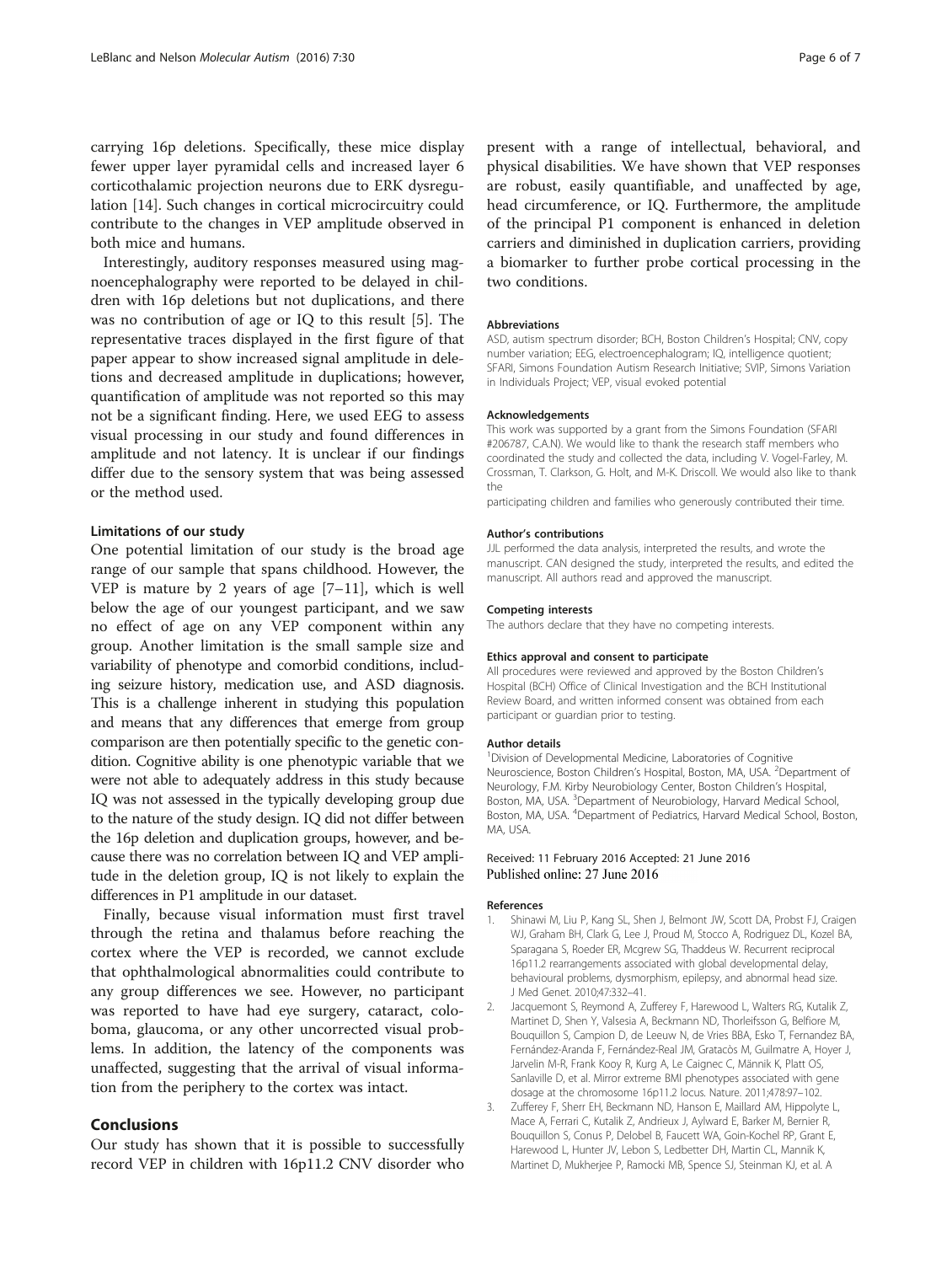carrying 16p deletions. Specifically, these mice display fewer upper layer pyramidal cells and increased layer 6 corticothalamic projection neurons due to ERK dysregulation [14]. Such changes in cortical microcircuitry could contribute to the changes in VEP amplitude observed in both mice and humans.

Interestingly, auditory responses measured using magnoencephalography were reported to be delayed in children with 16p deletions but not duplications, and there was no contribution of age or IQ to this result [5]. The representative traces displayed in the first figure of that paper appear to show increased signal amplitude in deletions and decreased amplitude in duplications; however, quantification of amplitude was not reported so this may not be a significant finding. Here, we used EEG to assess visual processing in our study and found differences in amplitude and not latency. It is unclear if our findings differ due to the sensory system that was being assessed or the method used.

### Limitations of our study

One potential limitation of our study is the broad age range of our sample that spans childhood. However, the VEP is mature by 2 years of age [7–11], which is well below the age of our youngest participant, and we saw no effect of age on any VEP component within any group. Another limitation is the small sample size and variability of phenotype and comorbid conditions, including seizure history, medication use, and ASD diagnosis. This is a challenge inherent in studying this population and means that any differences that emerge from group comparison are then potentially specific to the genetic condition. Cognitive ability is one phenotypic variable that we were not able to adequately address in this study because IQ was not assessed in the typically developing group due to the nature of the study design. IQ did not differ between the 16p deletion and duplication groups, however, and because there was no correlation between IQ and VEP amplitude in the deletion group, IQ is not likely to explain the differences in P1 amplitude in our dataset.

Finally, because visual information must first travel through the retina and thalamus before reaching the cortex where the VEP is recorded, we cannot exclude that ophthalmological abnormalities could contribute to any group differences we see. However, no participant was reported to have had eye surgery, cataract, coloboma, glaucoma, or any other uncorrected visual problems. In addition, the latency of the components was unaffected, suggesting that the arrival of visual information from the periphery to the cortex was intact.

## Conclusions

Our study has shown that it is possible to successfully record VEP in children with 16p11.2 CNV disorder who present with a range of intellectual, behavioral, and physical disabilities. We have shown that VEP responses are robust, easily quantifiable, and unaffected by age, head circumference, or IQ. Furthermore, the amplitude of the principal P1 component is enhanced in deletion carriers and diminished in duplication carriers, providing a biomarker to further probe cortical processing in the two conditions.

#### Abbreviations

ASD, autism spectrum disorder; BCH, Boston Children's Hospital; CNV, copy number variation; EEG, electroencephalogram; IQ, intelligence quotient; SFARI, Simons Foundation Autism Research Initiative; SVIP, Simons Variation in Individuals Project; VEP, visual evoked potential

#### Acknowledgements

This work was supported by a grant from the Simons Foundation (SFARI #206787, C.A.N). We would like to thank the research staff members who coordinated the study and collected the data, including V. Vogel-Farley, M. Crossman, T. Clarkson, G. Holt, and M-K. Driscoll. We would also like to thank the participating children and families who generously contributed their time.

#### Author's contributions

JJL performed the data analysis, interpreted the results, and wrote the manuscript. CAN designed the study, interpreted the results, and edited the manuscript. All authors read and approved the manuscript.

#### Competing interests

The authors declare that they have no competing interests.

#### Ethics approval and consent to participate

All procedures were reviewed and approved by the Boston Children's Hospital (BCH) Office of Clinical Investigation and the BCH Institutional Review Board, and written informed consent was obtained from each participant or guardian prior to testing.

#### Author details

[1]Division of Developmental Medicine, Laboratories of Cognitive Neuroscience, Boston Children's Hospital, Boston, MA, USA. [2]Department of Neurology, F.M. Kirby Neurobiology Center, Boston Children's Hospital, Boston, MA, USA. [3]Department of Neurobiology, Harvard Medical School, Boston, MA, USA. [4]Department of Pediatrics, Harvard Medical School, Boston, MA, USA.

Received: 11 February 2016 Accepted: 21 June 2016
Published online: 27 June 2016

#### References

1. Shinawi M, Liu P, Kang SL, Shen J, Belmont JW, Scott DA, Probst FJ, Craigen WJ, Graham BH, Clark G, Lee J, Proud M, Stocco A, Rodriguez DL, Kozel BA, Sparagana S, Roeder ER, Mcgrew SG, Thaddeus W. Recurrent reciprocal 16p11.2 rearrangements associated with global developmental delay, behavioural problems, dysmorphism, epilepsy, and abnormal head size. J Med Genet. 2010;47:332–41.
2. Jacquemont S, Reymond A, Zufferey F, Harewood L, Walters RG, Kutalik Z, Martinet D, Shen Y, Valsesia A, Beckmann ND, Thorleifsson G, Belfiore M, Bouquillon S, Campion D, de Leeuw N, de Vries BBA, Esko T, Fernandez BA, Fernández-Aranda F, Fernández-Real JM, Gratacòs M, Guilmatre A, Hoyer J, Jarvelin M-R, Frank Kooy R, Kurg A, Le Caignec C, Männik K, Platt OS, Sanlaville D, et al. Mirror extreme BMI phenotypes associated with gene dosage at the chromosome 16p11.2 locus. Nature. 2011;478:97–102.
3. Zufferey F, Sherr EH, Beckmann ND, Hanson E, Maillard AM, Hippolyte L, Mace A, Ferrari C, Kutalik Z, Andrieux J, Aylward E, Barker M, Bernier R, Bouquillon S, Conus P, Delobel B, Faucett WA, Goin-Kochel RP, Grant E, Harewood L, Hunter JV, Lebon S, Ledbetter DH, Martin CL, Mannik K, Martinet D, Mukherjee P, Ramocki MB, Spence SJ, Steinman KJ, et al. A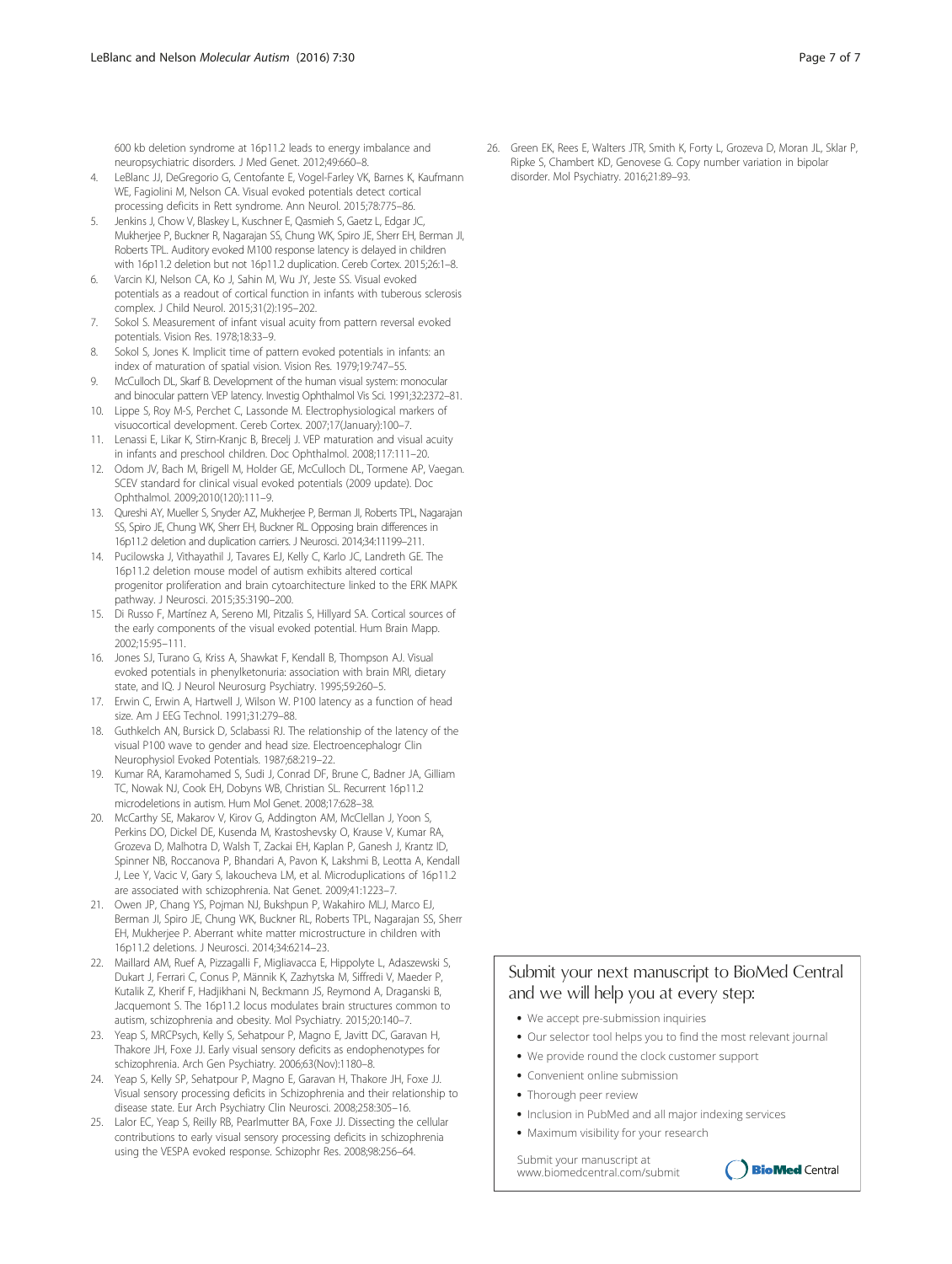600 kb deletion syndrome at 16p11.2 leads to energy imbalance and neuropsychiatric disorders. J Med Genet. 2012;49:660–8.

4. LeBlanc JJ, DeGregorio G, Centofante E, Vogel-Farley VK, Barnes K, Kaufmann WE, Fagiolini M, Nelson CA. Visual evoked potentials detect cortical processing deficits in Rett syndrome. Ann Neurol. 2015;78:775–86.
5. Jenkins J, Chow V, Blaskey L, Kuschner E, Qasmieh S, Gaetz L, Edgar JC, Mukherjee P, Buckner R, Nagarajan SS, Chung WK, Spiro JE, Sherr EH, Berman JI, Roberts TPL. Auditory evoked M100 response latency is delayed in children with 16p11.2 deletion but not 16p11.2 duplication. Cereb Cortex. 2015;26:1–8.
6. Varcin KJ, Nelson CA, Ko J, Sahin M, Wu JY, Jeste SS. Visual evoked potentials as a readout of cortical function in infants with tuberous sclerosis complex. J Child Neurol. 2015;31(2):195–202.
7. Sokol S. Measurement of infant visual acuity from pattern reversal evoked potentials. Vision Res. 1978;18:33–9.
8. Sokol S, Jones K. Implicit time of pattern evoked potentials in infants: an index of maturation of spatial vision. Vision Res. 1979;19:747–55.
9. McCulloch DL, Skarf B. Development of the human visual system: monocular and binocular pattern VEP latency. Investig Ophthalmol Vis Sci. 1991;32:2372–81.
10. Lippe S, Roy M-S, Perchet C, Lassonde M. Electrophysiological markers of visuocortical development. Cereb Cortex. 2007;17(January):100–7.
11. Lenassi E, Likar K, Stirn-Kranjc B, Brecelj J. VEP maturation and visual acuity in infants and preschool children. Doc Ophthalmol. 2008;117:111–20.
12. Odom JV, Bach M, Brigell M, Holder GE, McCulloch DL, Tormene AP, Vaegan. ISCEV standard for clinical visual evoked potentials (2009 update). Doc Ophthalmol. 2009;2010(120):111–9.
13. Qureshi AY, Mueller S, Snyder AZ, Mukherjee P, Berman JI, Roberts TPL, Nagarajan SS, Spiro JE, Chung WK, Sherr EH, Buckner RL. Opposing brain differences in 16p11.2 deletion and duplication carriers. J Neurosci. 2014;34:11199–211.
14. Pucilowska J, Vithayathil J, Tavares EJ, Kelly C, Karlo JC, Landreth GE. The 16p11.2 deletion mouse model of autism exhibits altered cortical progenitor proliferation and brain cytoarchitecture linked to the ERK MAPK pathway. J Neurosci. 2015;35:3190–200.
15. Di Russo F, Martínez A, Sereno MI, Pitzalis S, Hillyard SA. Cortical sources of the early components of the visual evoked potential. Hum Brain Mapp. 2002;15:95–111.
16. Jones SJ, Turano G, Kriss A, Shawkat F, Kendall B, Thompson AJ. Visual evoked potentials in phenylketonuria: association with brain MRI, dietary state, and IQ. J Neurol Neurosurg Psychiatry. 1995;59:260–5.
17. Erwin C, Erwin A, Hartwell J, Wilson W. P100 latency as a function of head size. Am J EEG Technol. 1991;31:279–88.
18. Guthkelch AN, Bursick D, Sclabassi RJ. The relationship of the latency of the visual P100 wave to gender and head size. Electroencephalogr Clin Neurophysiol Evoked Potentials. 1987;68:219–22.
19. Kumar RA, Karamohamed S, Sudi J, Conrad DF, Brune C, Badner JA, Gilliam TC, Nowak NJ, Cook EH, Dobyns WB, Christian SL. Recurrent 16p11.2 microdeletions in autism. Hum Mol Genet. 2008;17:628–38.
20. McCarthy SE, Makarov V, Kirov G, Addington AM, McClellan J, Yoon S, Perkins DO, Dickel DE, Kusenda M, Krastoshevsky O, Krause V, Kumar RA, Grozeva D, Malhotra D, Walsh T, Zackai EH, Kaplan P, Ganesh J, Krantz ID, Spinner NB, Roccanova P, Bhandari A, Pavon K, Lakshmi B, Leotta A, Kendall J, Lee Y, Vacic V, Gary S, Iakoucheva LM, et al. Microduplications of 16p11.2 are associated with schizophrenia. Nat Genet. 2009;41:1223–7.
21. Owen JP, Chang YS, Pojman NJ, Bukshpun P, Wakahiro MLJ, Marco EJ, Berman JI, Spiro JE, Chung WK, Buckner RL, Roberts TPL, Nagarajan SS, Sherr EH, Mukherjee P. Aberrant white matter microstructure in children with 16p11.2 deletions. J Neurosci. 2014;34:6214–23.
22. Maillard AM, Ruef A, Pizzagalli F, Migliavacca E, Hippolyte L, Adaszewski S, Dukart J, Ferrari C, Conus P, Männik K, Zazhytska M, Siffredi V, Maeder P, Kutalik Z, Kherif F, Hadjikhani N, Beckmann JS, Reymond A, Draganski B, Jacquemont S. The 16p11.2 locus modulates brain structures common to autism, schizophrenia and obesity. Mol Psychiatry. 2015;20:140–7.
23. Yeap S, MRCPsych, Kelly S, Sehatpour P, Magno E, Javitt DC, Garavan H, Thakore JH, Foxe JJ. Early visual sensory deficits as endophenotypes for schizophrenia. Arch Gen Psychiatry. 2006;63(Nov):1180–8.
24. Yeap S, Kelly SP, Sehatpour P, Magno E, Garavan H, Thakore JH, Foxe JJ. Visual sensory processing deficits in Schizophrenia and their relationship to disease state. Eur Arch Psychiatry Clin Neurosci. 2008;258:305–16.
25. Lalor EC, Yeap S, Reilly RB, Pearlmutter BA, Foxe JJ. Dissecting the cellular contributions to early visual sensory processing deficits in schizophrenia using the VESPA evoked response. Schizophr Res. 2008;98:256–64.
26. Green EK, Rees E, Walters JTR, Smith K, Forty L, Grozeva D, Moran JL, Sklar P, Ripke S, Chambert KD, Genovese G. Copy number variation in bipolar disorder. Mol Psychiatry. 2016;21:89–93.

## Submit your next manuscript to BioMed Central and we will help you at every step:

- We accept pre-submission inquiries
- Our selector tool helps you to find the most relevant journal
- We provide round the clock customer support
- Convenient online submission
- Thorough peer review
- Inclusion in PubMed and all major indexing services
- Maximum visibility for your research

Submit your manuscript at www.biomedcentral.com/submit

BioMed Central